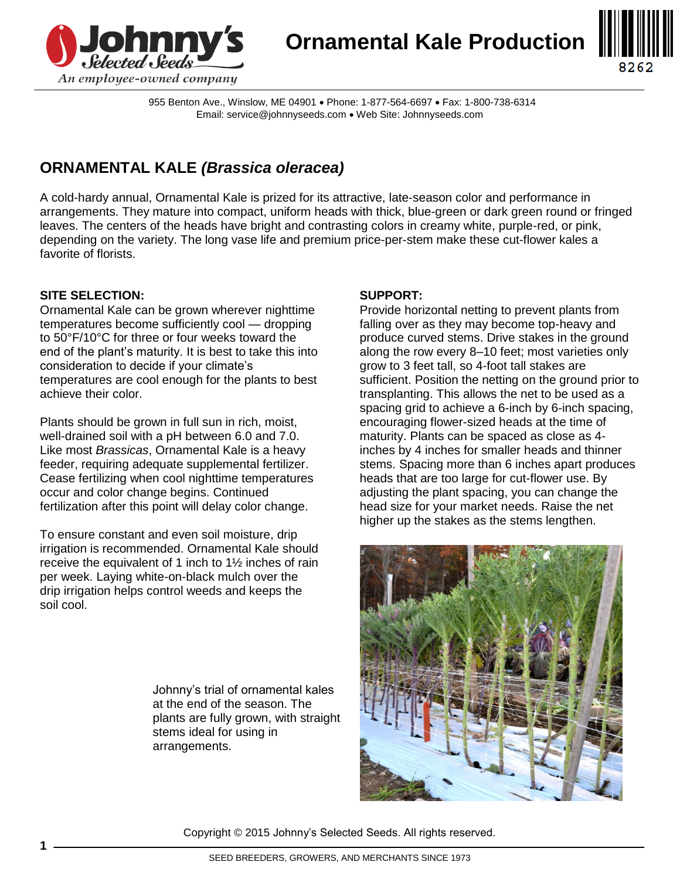# Ornamental Kale Production

955 Benton Ave., Winslow, ME 04901 • Phone: 1-877-564-6697 • Fax: 1-800-738-6314
Email: service@johnnyseeds.com • Web Site: Johnnyseeds.com

## ORNAMENTAL KALE *(Brassica oleracea)*

A cold-hardy annual, Ornamental Kale is prized for its attractive, late-season color and performance in arrangements. They mature into compact, uniform heads with thick, blue-green or dark green round or fringed leaves. The centers of the heads have bright and contrasting colors in creamy white, purple-red, or pink, depending on the variety. The long vase life and premium price-per-stem make these cut-flower kales a favorite of florists.

### SITE SELECTION:

Ornamental Kale can be grown wherever nighttime temperatures become sufficiently cool — dropping to 50°F/10°C for three or four weeks toward the end of the plant's maturity. It is best to take this into consideration to decide if your climate's temperatures are cool enough for the plants to best achieve their color.

Plants should be grown in full sun in rich, moist, well-drained soil with a pH between 6.0 and 7.0. Like most *Brassicas*, Ornamental Kale is a heavy feeder, requiring adequate supplemental fertilizer. Cease fertilizing when cool nighttime temperatures occur and color change begins. Continued fertilization after this point will delay color change.

To ensure constant and even soil moisture, drip irrigation is recommended. Ornamental Kale should receive the equivalent of 1 inch to 1½ inches of rain per week. Laying white-on-black mulch over the drip irrigation helps control weeds and keeps the soil cool.

### SUPPORT:

Provide horizontal netting to prevent plants from falling over as they may become top-heavy and produce curved stems. Drive stakes in the ground along the row every 8–10 feet; most varieties only grow to 3 feet tall, so 4-foot tall stakes are sufficient. Position the netting on the ground prior to transplanting. This allows the net to be used as a spacing grid to achieve a 6-inch by 6-inch spacing, encouraging flower-sized heads at the time of maturity. Plants can be spaced as close as 4-inches by 4 inches for smaller heads and thinner stems. Spacing more than 6 inches apart produces heads that are too large for cut-flower use. By adjusting the plant spacing, you can change the head size for your market needs. Raise the net higher up the stakes as the stems lengthen.

Johnny's trial of ornamental kales at the end of the season. The plants are fully grown, with straight stems ideal for using in arrangements.

Copyright © 2015 Johnny's Selected Seeds. All rights reserved.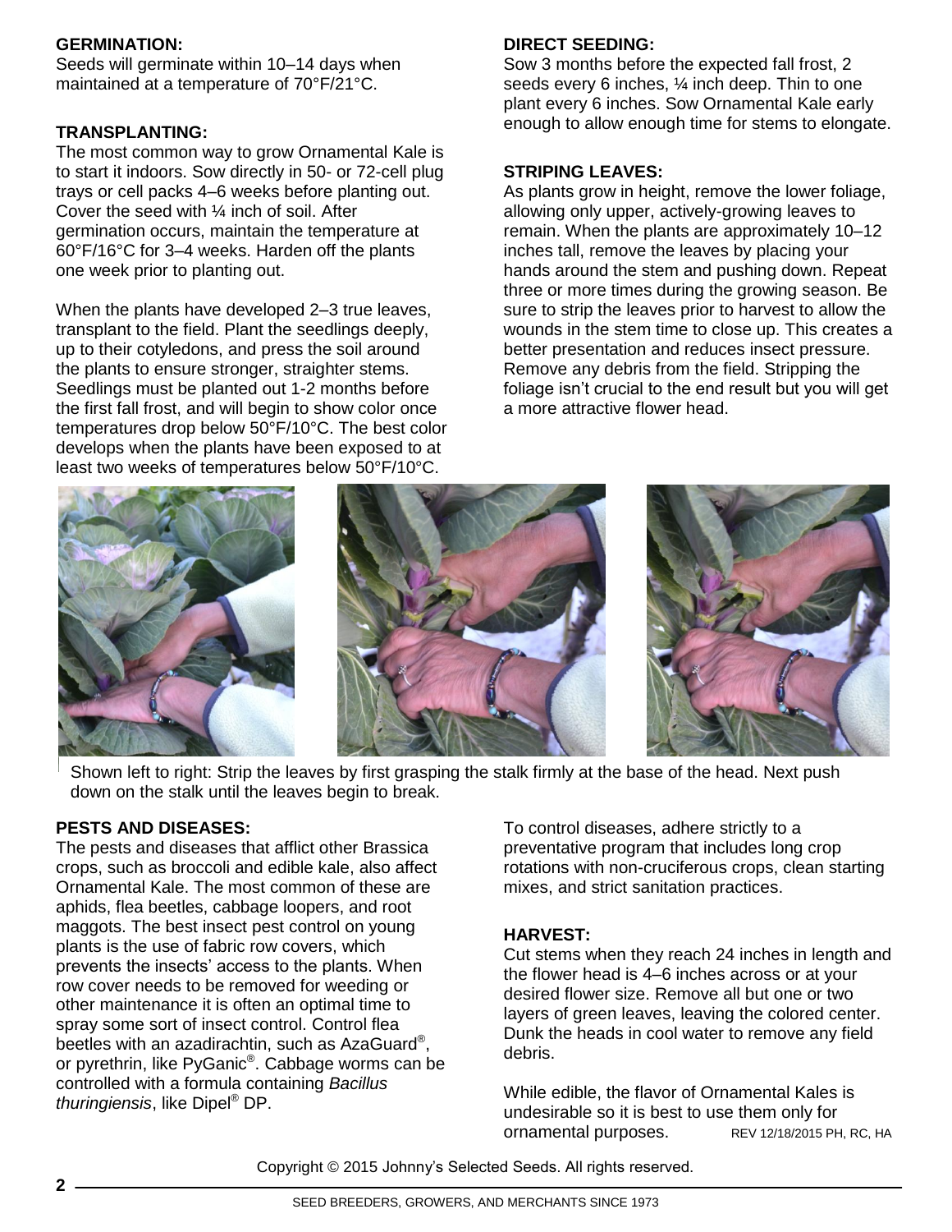**GERMINATION:**
Seeds will germinate within 10–14 days when maintained at a temperature of 70°F/21°C.

**TRANSPLANTING:**
The most common way to grow Ornamental Kale is to start it indoors. Sow directly in 50- or 72-cell plug trays or cell packs 4–6 weeks before planting out. Cover the seed with ¼ inch of soil. After germination occurs, maintain the temperature at 60°F/16°C for 3–4 weeks. Harden off the plants one week prior to planting out.

When the plants have developed 2–3 true leaves, transplant to the field. Plant the seedlings deeply, up to their cotyledons, and press the soil around the plants to ensure stronger, straighter stems. Seedlings must be planted out 1-2 months before the first fall frost, and will begin to show color once temperatures drop below 50°F/10°C. The best color develops when the plants have been exposed to at least two weeks of temperatures below 50°F/10°C.

**DIRECT SEEDING:**
Sow 3 months before the expected fall frost, 2 seeds every 6 inches, ¼ inch deep. Thin to one plant every 6 inches. Sow Ornamental Kale early enough to allow enough time for stems to elongate.

**STRIPING LEAVES:**
As plants grow in height, remove the lower foliage, allowing only upper, actively-growing leaves to remain. When the plants are approximately 10–12 inches tall, remove the leaves by placing your hands around the stem and pushing down. Repeat three or more times during the growing season. Be sure to strip the leaves prior to harvest to allow the wounds in the stem time to close up. This creates a better presentation and reduces insect pressure. Remove any debris from the field. Stripping the foliage isn't crucial to the end result but you will get a more attractive flower head.

Shown left to right: Strip the leaves by first grasping the stalk firmly at the base of the head. Next push down on the stalk until the leaves begin to break.

**PESTS AND DISEASES:**
The pests and diseases that afflict other Brassica crops, such as broccoli and edible kale, also affect Ornamental Kale. The most common of these are aphids, flea beetles, cabbage loopers, and root maggots. The best insect pest control on young plants is the use of fabric row covers, which prevents the insects' access to the plants. When row cover needs to be removed for weeding or other maintenance it is often an optimal time to spray some sort of insect control. Control flea beetles with an azadirachtin, such as AzaGuard®, or pyrethrin, like PyGanic®. Cabbage worms can be controlled with a formula containing *Bacillus thuringiensis*, like Dipel® DP.

To control diseases, adhere strictly to a preventative program that includes long crop rotations with non-cruciferous crops, clean starting mixes, and strict sanitation practices.

**HARVEST:**
Cut stems when they reach 24 inches in length and the flower head is 4–6 inches across or at your desired flower size. Remove all but one or two layers of green leaves, leaving the colored center. Dunk the heads in cool water to remove any field debris.

While edible, the flavor of Ornamental Kales is undesirable so it is best to use them only for ornamental purposes. REV 12/18/2015 PH, RC, HA

Copyright © 2015 Johnny's Selected Seeds. All rights reserved.